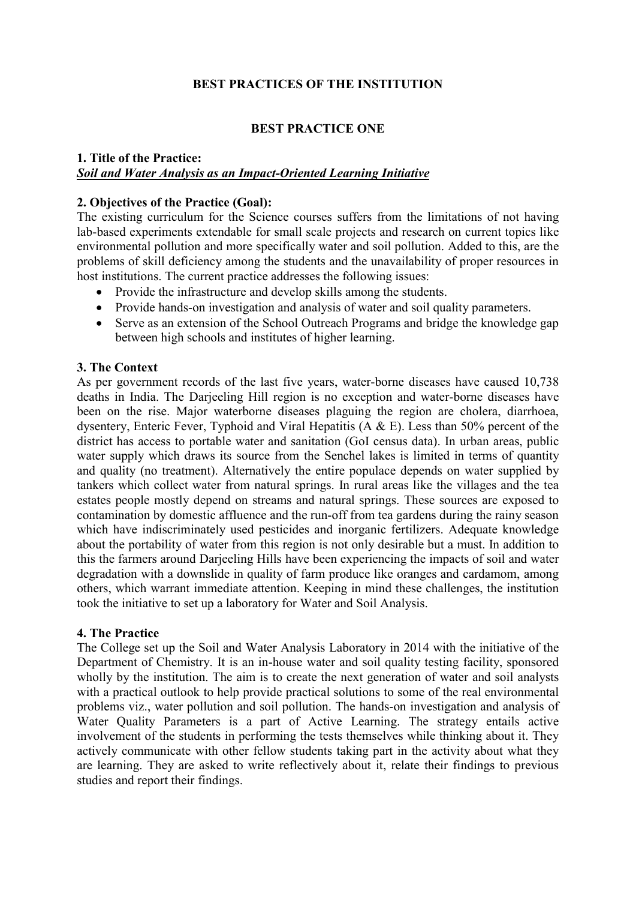# BEST PRACTICES OF THE INSTITUTION

## BEST PRACTICE ONE

### 1. Title of the Practice:

***Soil and Water Analysis as an Impact-Oriented Learning Initiative***

### 2. Objectives of the Practice (Goal):

The existing curriculum for the Science courses suffers from the limitations of not having lab-based experiments extendable for small scale projects and research on current topics like environmental pollution and more specifically water and soil pollution. Added to this, are the problems of skill deficiency among the students and the unavailability of proper resources in host institutions. The current practice addresses the following issues:

- Provide the infrastructure and develop skills among the students.
- Provide hands-on investigation and analysis of water and soil quality parameters.
- Serve as an extension of the School Outreach Programs and bridge the knowledge gap between high schools and institutes of higher learning.

### 3. The Context

As per government records of the last five years, water-borne diseases have caused 10,738 deaths in India. The Darjeeling Hill region is no exception and water-borne diseases have been on the rise. Major waterborne diseases plaguing the region are cholera, diarrhoea, dysentery, Enteric Fever, Typhoid and Viral Hepatitis (A & E). Less than 50% percent of the district has access to portable water and sanitation (GoI census data). In urban areas, public water supply which draws its source from the Senchel lakes is limited in terms of quantity and quality (no treatment). Alternatively the entire populace depends on water supplied by tankers which collect water from natural springs. In rural areas like the villages and the tea estates people mostly depend on streams and natural springs. These sources are exposed to contamination by domestic affluence and the run-off from tea gardens during the rainy season which have indiscriminately used pesticides and inorganic fertilizers. Adequate knowledge about the portability of water from this region is not only desirable but a must. In addition to this the farmers around Darjeeling Hills have been experiencing the impacts of soil and water degradation with a downslide in quality of farm produce like oranges and cardamom, among others, which warrant immediate attention. Keeping in mind these challenges, the institution took the initiative to set up a laboratory for Water and Soil Analysis.

### 4. The Practice

The College set up the Soil and Water Analysis Laboratory in 2014 with the initiative of the Department of Chemistry. It is an in-house water and soil quality testing facility, sponsored wholly by the institution. The aim is to create the next generation of water and soil analysts with a practical outlook to help provide practical solutions to some of the real environmental problems viz., water pollution and soil pollution. The hands-on investigation and analysis of Water Quality Parameters is a part of Active Learning. The strategy entails active involvement of the students in performing the tests themselves while thinking about it. They actively communicate with other fellow students taking part in the activity about what they are learning. They are asked to write reflectively about it, relate their findings to previous studies and report their findings.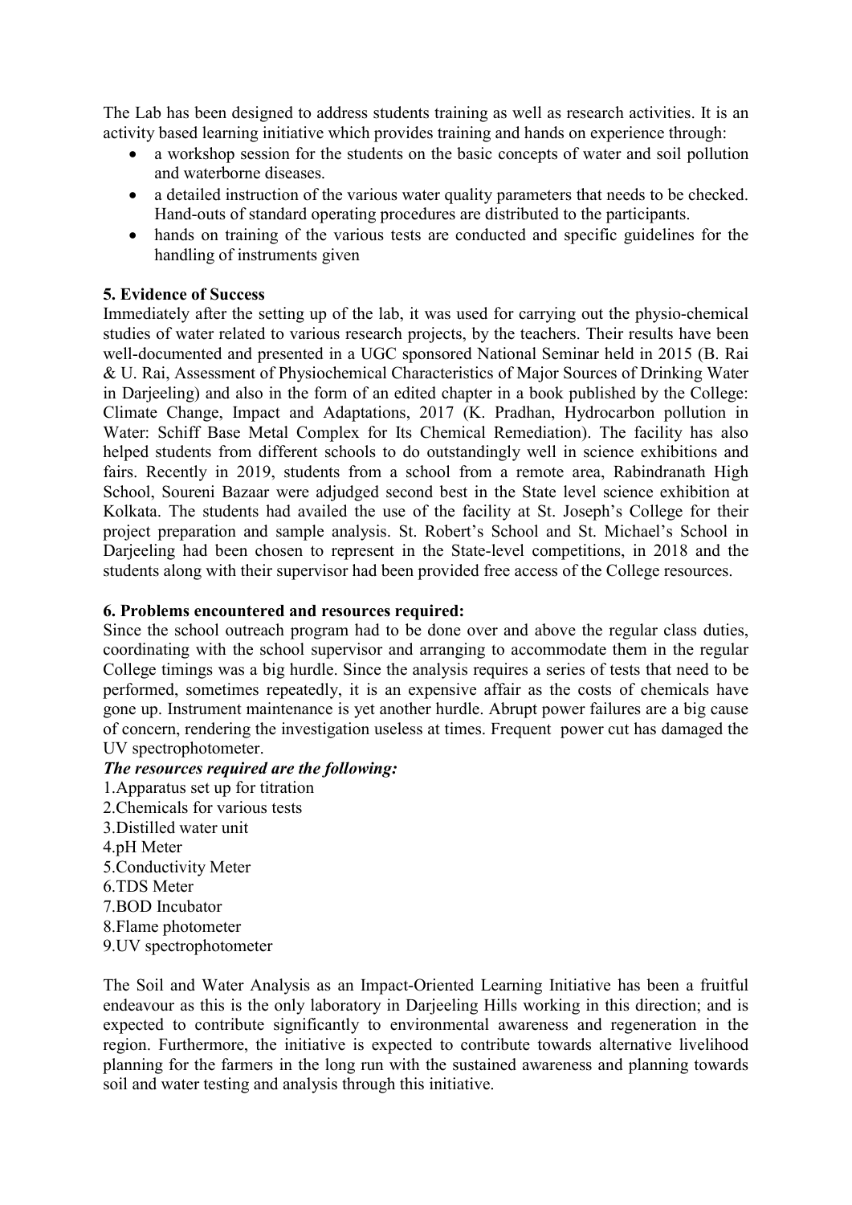The Lab has been designed to address students training as well as research activities. It is an activity based learning initiative which provides training and hands on experience through:

- a workshop session for the students on the basic concepts of water and soil pollution and waterborne diseases.
- a detailed instruction of the various water quality parameters that needs to be checked. Hand-outs of standard operating procedures are distributed to the participants.
- hands on training of the various tests are conducted and specific guidelines for the handling of instruments given

**5. Evidence of Success**

Immediately after the setting up of the lab, it was used for carrying out the physio-chemical studies of water related to various research projects, by the teachers. Their results have been well-documented and presented in a UGC sponsored National Seminar held in 2015 (B. Rai & U. Rai, Assessment of Physiochemical Characteristics of Major Sources of Drinking Water in Darjeeling) and also in the form of an edited chapter in a book published by the College: Climate Change, Impact and Adaptations, 2017 (K. Pradhan, Hydrocarbon pollution in Water: Schiff Base Metal Complex for Its Chemical Remediation). The facility has also helped students from different schools to do outstandingly well in science exhibitions and fairs. Recently in 2019, students from a school from a remote area, Rabindranath High School, Soureni Bazaar were adjudged second best in the State level science exhibition at Kolkata. The students had availed the use of the facility at St. Joseph's College for their project preparation and sample analysis. St. Robert's School and St. Michael's School in Darjeeling had been chosen to represent in the State-level competitions, in 2018 and the students along with their supervisor had been provided free access of the College resources.

**6. Problems encountered and resources required:**

Since the school outreach program had to be done over and above the regular class duties, coordinating with the school supervisor and arranging to accommodate them in the regular College timings was a big hurdle. Since the analysis requires a series of tests that need to be performed, sometimes repeatedly, it is an expensive affair as the costs of chemicals have gone up. Instrument maintenance is yet another hurdle. Abrupt power failures are a big cause of concern, rendering the investigation useless at times. Frequent power cut has damaged the UV spectrophotometer.

***The resources required are the following:***

1. Apparatus set up for titration
2. Chemicals for various tests
3. Distilled water unit
4. pH Meter
5. Conductivity Meter
6. TDS Meter
7. BOD Incubator
8. Flame photometer
9. UV spectrophotometer

The Soil and Water Analysis as an Impact-Oriented Learning Initiative has been a fruitful endeavour as this is the only laboratory in Darjeeling Hills working in this direction; and is expected to contribute significantly to environmental awareness and regeneration in the region. Furthermore, the initiative is expected to contribute towards alternative livelihood planning for the farmers in the long run with the sustained awareness and planning towards soil and water testing and analysis through this initiative.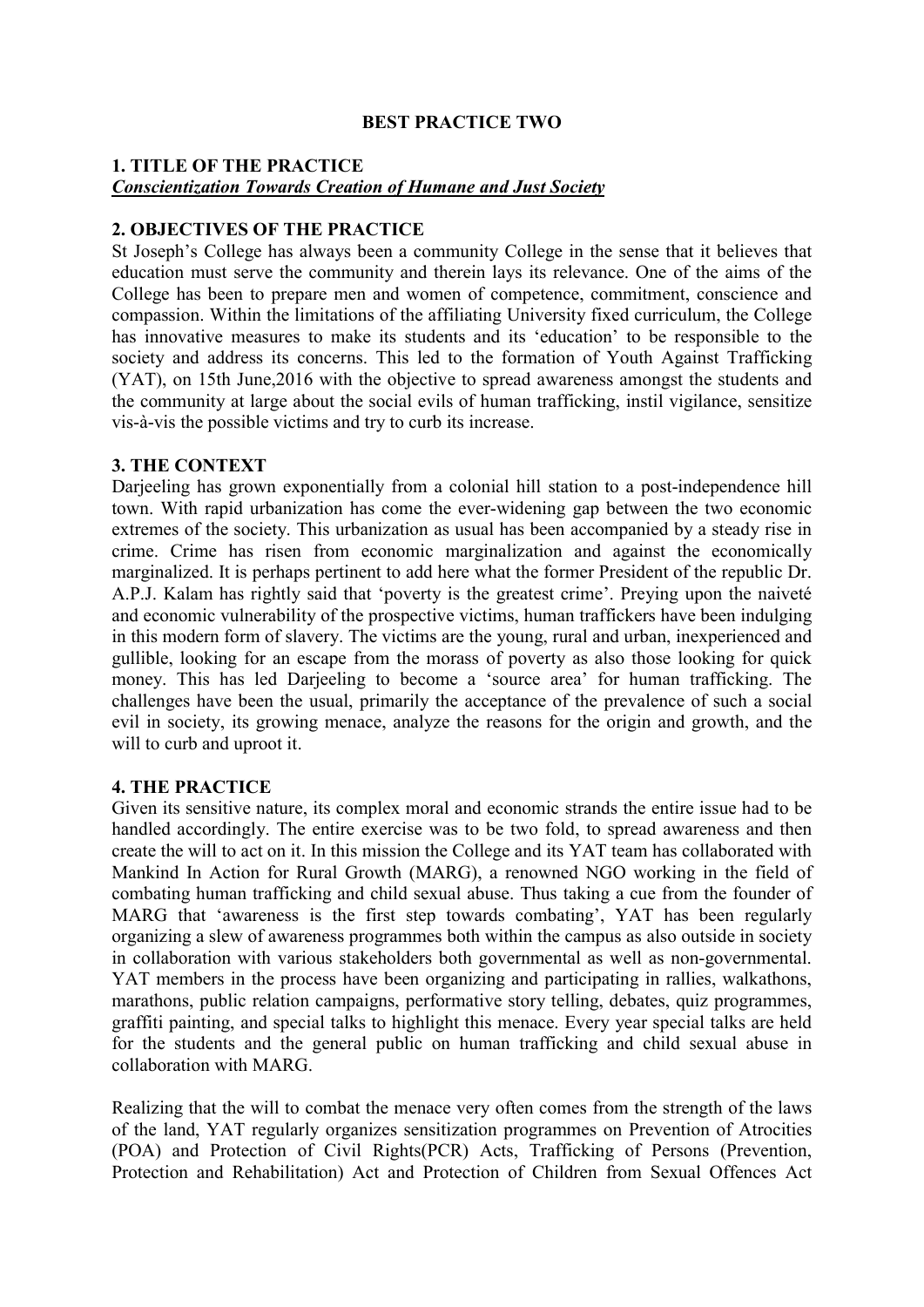## BEST PRACTICE TWO

### 1. TITLE OF THE PRACTICE

***Conscientization Towards Creation of Humane and Just Society***

### 2. OBJECTIVES OF THE PRACTICE

St Joseph's College has always been a community College in the sense that it believes that education must serve the community and therein lays its relevance. One of the aims of the College has been to prepare men and women of competence, commitment, conscience and compassion. Within the limitations of the affiliating University fixed curriculum, the College has innovative measures to make its students and its 'education' to be responsible to the society and address its concerns. This led to the formation of Youth Against Trafficking (YAT), on 15th June,2016 with the objective to spread awareness amongst the students and the community at large about the social evils of human trafficking, instil vigilance, sensitize vis-à-vis the possible victims and try to curb its increase.

### 3. THE CONTEXT

Darjeeling has grown exponentially from a colonial hill station to a post-independence hill town. With rapid urbanization has come the ever-widening gap between the two economic extremes of the society. This urbanization as usual has been accompanied by a steady rise in crime. Crime has risen from economic marginalization and against the economically marginalized. It is perhaps pertinent to add here what the former President of the republic Dr. A.P.J. Kalam has rightly said that 'poverty is the greatest crime'. Preying upon the naiveté and economic vulnerability of the prospective victims, human traffickers have been indulging in this modern form of slavery. The victims are the young, rural and urban, inexperienced and gullible, looking for an escape from the morass of poverty as also those looking for quick money. This has led Darjeeling to become a 'source area' for human trafficking. The challenges have been the usual, primarily the acceptance of the prevalence of such a social evil in society, its growing menace, analyze the reasons for the origin and growth, and the will to curb and uproot it.

### 4. THE PRACTICE

Given its sensitive nature, its complex moral and economic strands the entire issue had to be handled accordingly. The entire exercise was to be two fold, to spread awareness and then create the will to act on it. In this mission the College and its YAT team has collaborated with Mankind In Action for Rural Growth (MARG), a renowned NGO working in the field of combating human trafficking and child sexual abuse. Thus taking a cue from the founder of MARG that 'awareness is the first step towards combating', YAT has been regularly organizing a slew of awareness programmes both within the campus as also outside in society in collaboration with various stakeholders both governmental as well as non-governmental. YAT members in the process have been organizing and participating in rallies, walkathons, marathons, public relation campaigns, performative story telling, debates, quiz programmes, graffiti painting, and special talks to highlight this menace. Every year special talks are held for the students and the general public on human trafficking and child sexual abuse in collaboration with MARG.

Realizing that the will to combat the menace very often comes from the strength of the laws of the land, YAT regularly organizes sensitization programmes on Prevention of Atrocities (POA) and Protection of Civil Rights(PCR) Acts, Trafficking of Persons (Prevention, Protection and Rehabilitation) Act and Protection of Children from Sexual Offences Act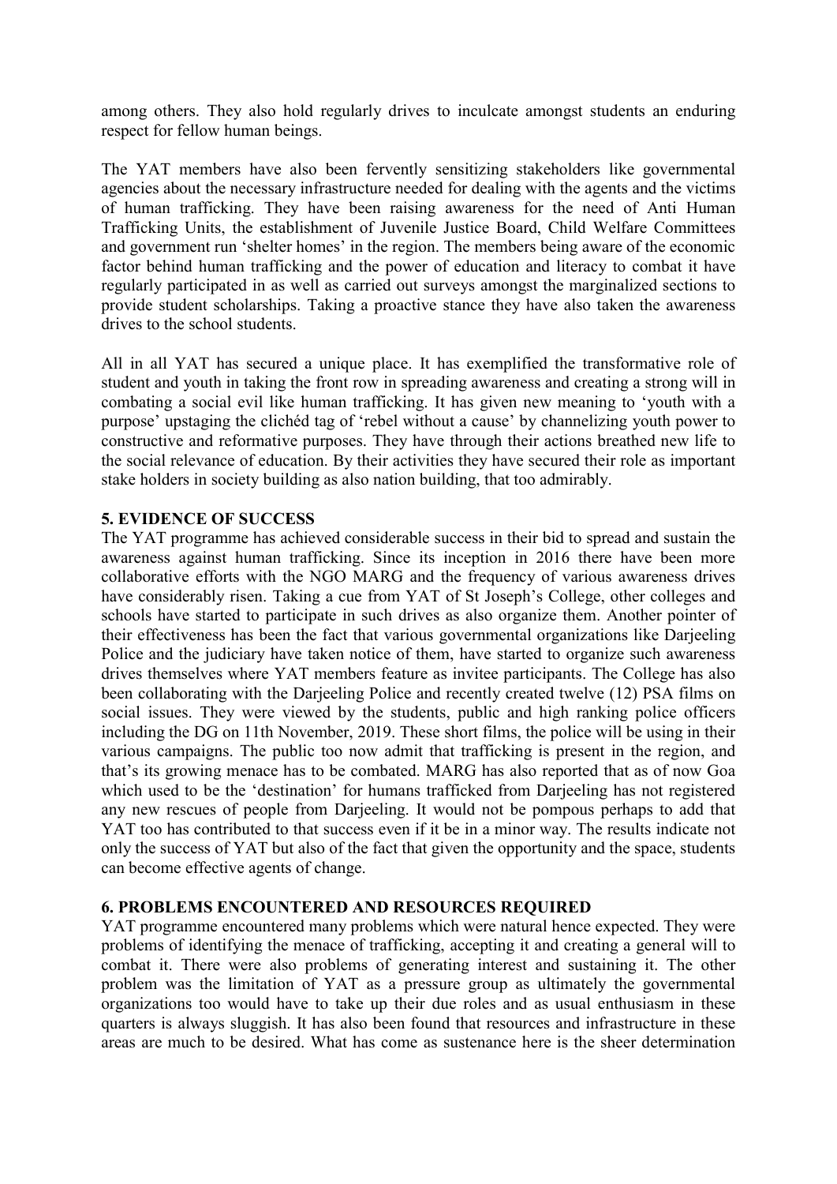among others. They also hold regularly drives to inculcate amongst students an enduring respect for fellow human beings.

The YAT members have also been fervently sensitizing stakeholders like governmental agencies about the necessary infrastructure needed for dealing with the agents and the victims of human trafficking. They have been raising awareness for the need of Anti Human Trafficking Units, the establishment of Juvenile Justice Board, Child Welfare Committees and government run 'shelter homes' in the region. The members being aware of the economic factor behind human trafficking and the power of education and literacy to combat it have regularly participated in as well as carried out surveys amongst the marginalized sections to provide student scholarships. Taking a proactive stance they have also taken the awareness drives to the school students.

All in all YAT has secured a unique place. It has exemplified the transformative role of student and youth in taking the front row in spreading awareness and creating a strong will in combating a social evil like human trafficking. It has given new meaning to 'youth with a purpose' upstaging the clichéd tag of 'rebel without a cause' by channelizing youth power to constructive and reformative purposes. They have through their actions breathed new life to the social relevance of education. By their activities they have secured their role as important stake holders in society building as also nation building, that too admirably.

## 5. EVIDENCE OF SUCCESS

The YAT programme has achieved considerable success in their bid to spread and sustain the awareness against human trafficking. Since its inception in 2016 there have been more collaborative efforts with the NGO MARG and the frequency of various awareness drives have considerably risen. Taking a cue from YAT of St Joseph's College, other colleges and schools have started to participate in such drives as also organize them. Another pointer of their effectiveness has been the fact that various governmental organizations like Darjeeling Police and the judiciary have taken notice of them, have started to organize such awareness drives themselves where YAT members feature as invitee participants. The College has also been collaborating with the Darjeeling Police and recently created twelve (12) PSA films on social issues. They were viewed by the students, public and high ranking police officers including the DG on 11th November, 2019. These short films, the police will be using in their various campaigns. The public too now admit that trafficking is present in the region, and that's its growing menace has to be combated. MARG has also reported that as of now Goa which used to be the 'destination' for humans trafficked from Darjeeling has not registered any new rescues of people from Darjeeling. It would not be pompous perhaps to add that YAT too has contributed to that success even if it be in a minor way. The results indicate not only the success of YAT but also of the fact that given the opportunity and the space, students can become effective agents of change.

## 6. PROBLEMS ENCOUNTERED AND RESOURCES REQUIRED

YAT programme encountered many problems which were natural hence expected. They were problems of identifying the menace of trafficking, accepting it and creating a general will to combat it. There were also problems of generating interest and sustaining it. The other problem was the limitation of YAT as a pressure group as ultimately the governmental organizations too would have to take up their due roles and as usual enthusiasm in these quarters is always sluggish. It has also been found that resources and infrastructure in these areas are much to be desired. What has come as sustenance here is the sheer determination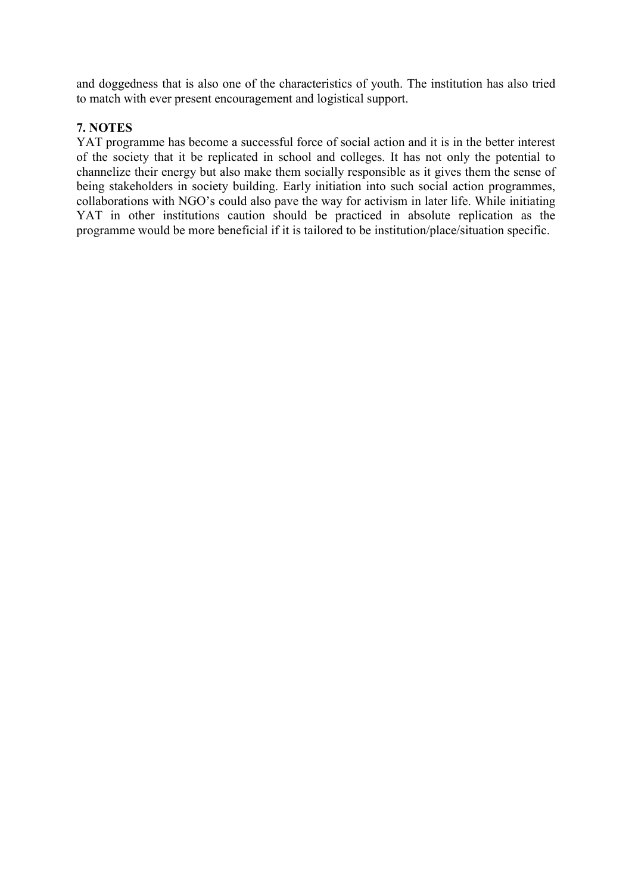and doggedness that is also one of the characteristics of youth. The institution has also tried to match with ever present encouragement and logistical support.

## 7. NOTES

YAT programme has become a successful force of social action and it is in the better interest of the society that it be replicated in school and colleges. It has not only the potential to channelize their energy but also make them socially responsible as it gives them the sense of being stakeholders in society building. Early initiation into such social action programmes, collaborations with NGO's could also pave the way for activism in later life. While initiating YAT in other institutions caution should be practiced in absolute replication as the programme would be more beneficial if it is tailored to be institution/place/situation specific.